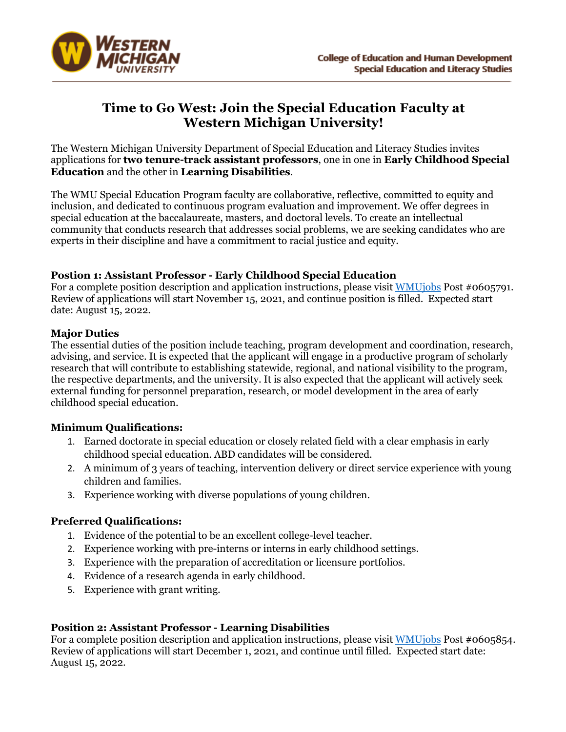College of Education and Human Development
Special Education and Literacy Studies

# Time to Go West: Join the Special Education Faculty at Western Michigan University!

The Western Michigan University Department of Special Education and Literacy Studies invites applications for **two tenure-track assistant professors**, one in one in **Early Childhood Special Education** and the other in **Learning Disabilities**.

The WMU Special Education Program faculty are collaborative, reflective, committed to equity and inclusion, and dedicated to continuous program evaluation and improvement. We offer degrees in special education at the baccalaureate, masters, and doctoral levels. To create an intellectual community that conducts research that addresses social problems, we are seeking candidates who are experts in their discipline and have a commitment to racial justice and equity.

### Postion 1: Assistant Professor - Early Childhood Special Education

For a complete position description and application instructions, please visit WMUjobs Post #0605791. Review of applications will start November 15, 2021, and continue position is filled. Expected start date: August 15, 2022.

### Major Duties

The essential duties of the position include teaching, program development and coordination, research, advising, and service. It is expected that the applicant will engage in a productive program of scholarly research that will contribute to establishing statewide, regional, and national visibility to the program, the respective departments, and the university. It is also expected that the applicant will actively seek external funding for personnel preparation, research, or model development in the area of early childhood special education.

### Minimum Qualifications:

1. Earned doctorate in special education or closely related field with a clear emphasis in early childhood special education. ABD candidates will be considered.
2. A minimum of 3 years of teaching, intervention delivery or direct service experience with young children and families.
3. Experience working with diverse populations of young children.

### Preferred Qualifications:

1. Evidence of the potential to be an excellent college-level teacher.
2. Experience working with pre-interns or interns in early childhood settings.
3. Experience with the preparation of accreditation or licensure portfolios.
4. Evidence of a research agenda in early childhood.
5. Experience with grant writing.

### Position 2: Assistant Professor - Learning Disabilities

For a complete position description and application instructions, please visit WMUjobs Post #0605854. Review of applications will start December 1, 2021, and continue until filled. Expected start date: August 15, 2022.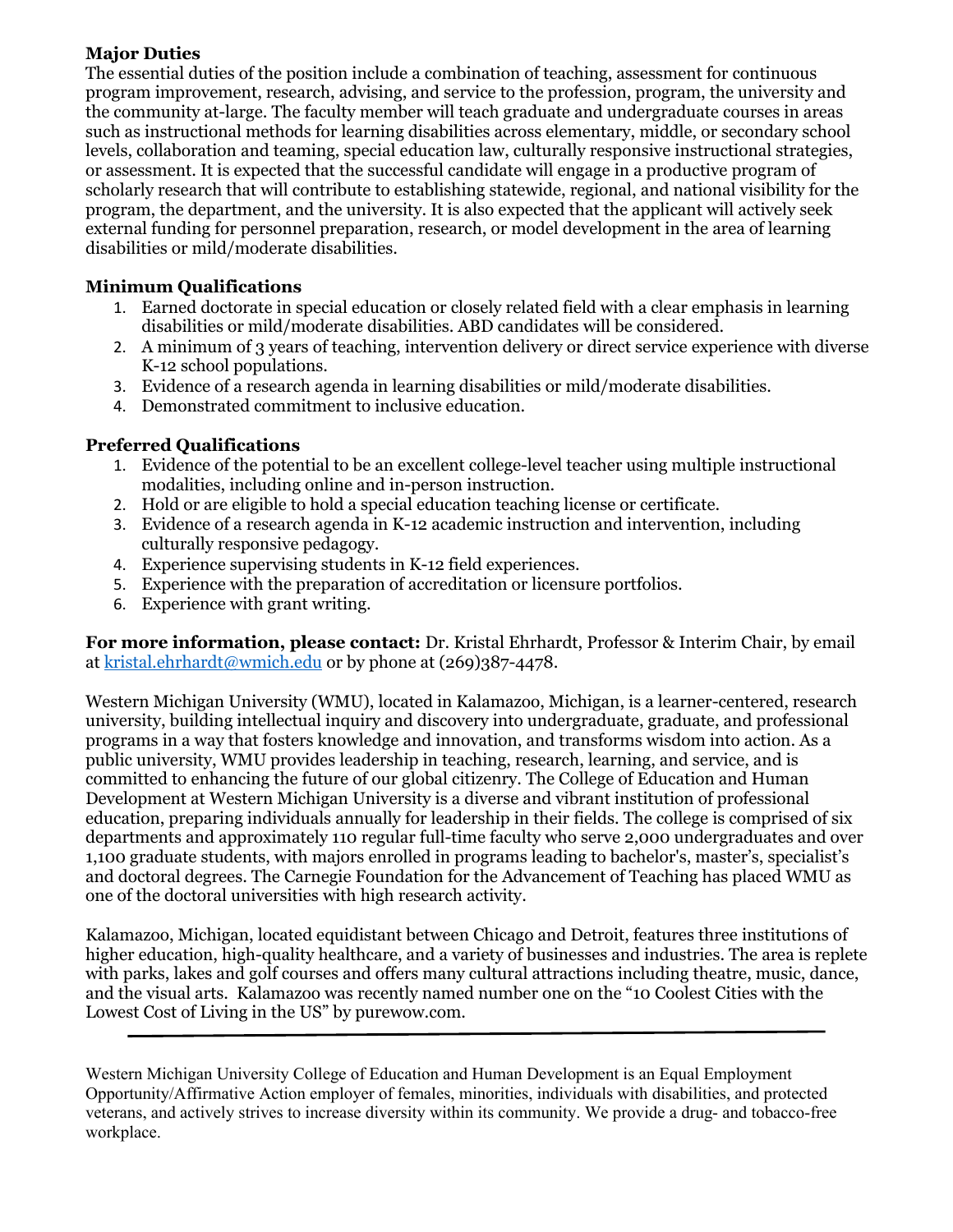**Major Duties**

The essential duties of the position include a combination of teaching, assessment for continuous program improvement, research, advising, and service to the profession, program, the university and the community at-large. The faculty member will teach graduate and undergraduate courses in areas such as instructional methods for learning disabilities across elementary, middle, or secondary school levels, collaboration and teaming, special education law, culturally responsive instructional strategies, or assessment. It is expected that the successful candidate will engage in a productive program of scholarly research that will contribute to establishing statewide, regional, and national visibility for the program, the department, and the university. It is also expected that the applicant will actively seek external funding for personnel preparation, research, or model development in the area of learning disabilities or mild/moderate disabilities.

**Minimum Qualifications**

1. Earned doctorate in special education or closely related field with a clear emphasis in learning disabilities or mild/moderate disabilities. ABD candidates will be considered.
2. A minimum of 3 years of teaching, intervention delivery or direct service experience with diverse K-12 school populations.
3. Evidence of a research agenda in learning disabilities or mild/moderate disabilities.
4. Demonstrated commitment to inclusive education.

**Preferred Qualifications**

1. Evidence of the potential to be an excellent college-level teacher using multiple instructional modalities, including online and in-person instruction.
2. Hold or are eligible to hold a special education teaching license or certificate.
3. Evidence of a research agenda in K-12 academic instruction and intervention, including culturally responsive pedagogy.
4. Experience supervising students in K-12 field experiences.
5. Experience with the preparation of accreditation or licensure portfolios.
6. Experience with grant writing.

**For more information, please contact:** Dr. Kristal Ehrhardt, Professor & Interim Chair, by email at kristal.ehrhardt@wmich.edu or by phone at (269)387-4478.

Western Michigan University (WMU), located in Kalamazoo, Michigan, is a learner-centered, research university, building intellectual inquiry and discovery into undergraduate, graduate, and professional programs in a way that fosters knowledge and innovation, and transforms wisdom into action. As a public university, WMU provides leadership in teaching, research, learning, and service, and is committed to enhancing the future of our global citizenry. The College of Education and Human Development at Western Michigan University is a diverse and vibrant institution of professional education, preparing individuals annually for leadership in their fields. The college is comprised of six departments and approximately 110 regular full-time faculty who serve 2,000 undergraduates and over 1,100 graduate students, with majors enrolled in programs leading to bachelor's, master's, specialist's and doctoral degrees. The Carnegie Foundation for the Advancement of Teaching has placed WMU as one of the doctoral universities with high research activity.

Kalamazoo, Michigan, located equidistant between Chicago and Detroit, features three institutions of higher education, high-quality healthcare, and a variety of businesses and industries. The area is replete with parks, lakes and golf courses and offers many cultural attractions including theatre, music, dance, and the visual arts. Kalamazoo was recently named number one on the "10 Coolest Cities with the Lowest Cost of Living in the US" by purewow.com.

---

Western Michigan University College of Education and Human Development is an Equal Employment Opportunity/Affirmative Action employer of females, minorities, individuals with disabilities, and protected veterans, and actively strives to increase diversity within its community. We provide a drug- and tobacco-free workplace.